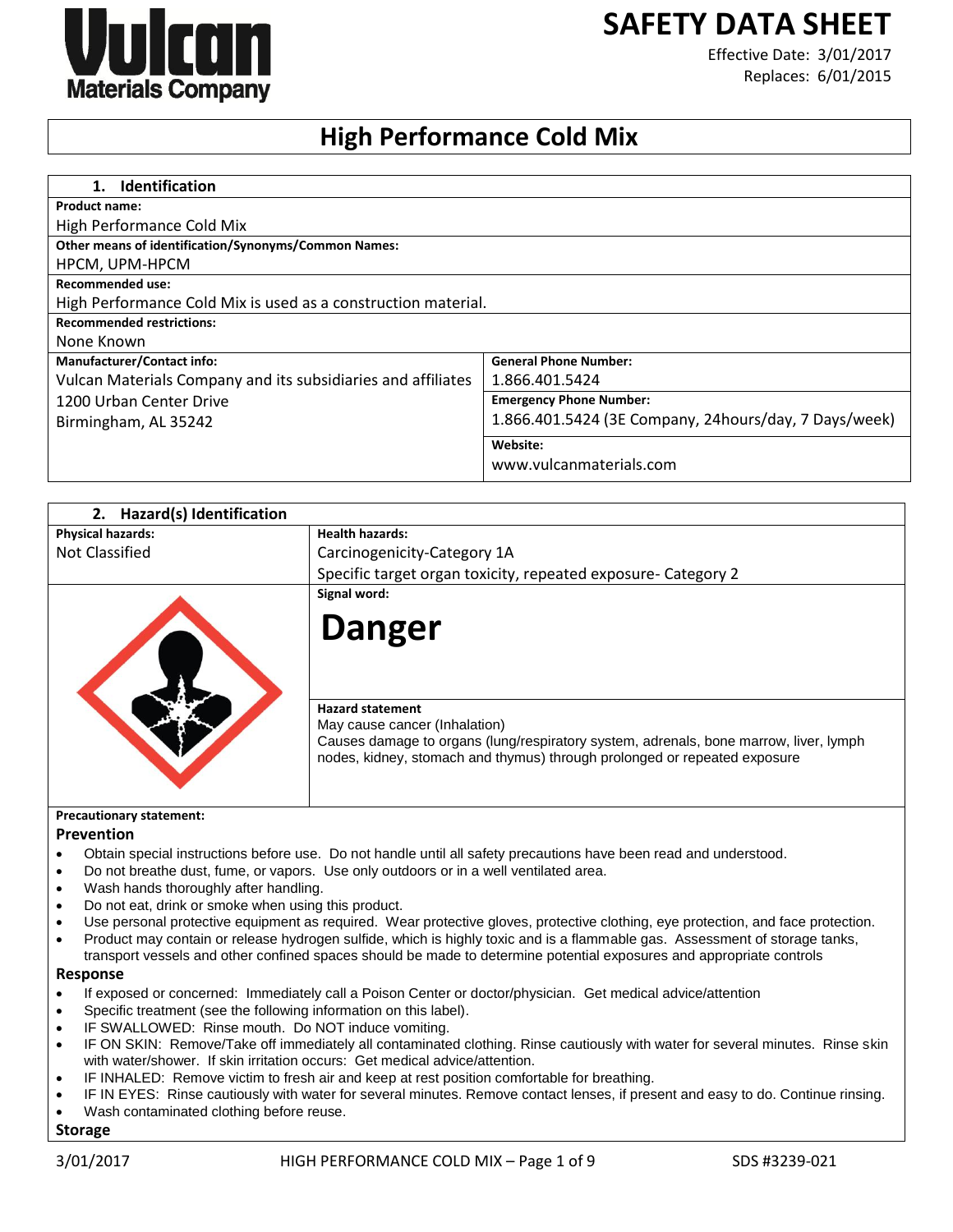# SAFETY DATA SHEET

Vulcan Materials Company

Effective Date: 3/01/2017
Replaces: 6/01/2015

# High Performance Cold Mix

## 1. Identification

**Product name:**
High Performance Cold Mix

**Other means of identification/Synonyms/Common Names:**
HPCM, UPM-HPCM

**Recommended use:**
High Performance Cold Mix is used as a construction material.

**Recommended restrictions:**
None Known

| Manufacturer/Contact info: | General Phone Number: |
|---|---|
| Vulcan Materials Company and its subsidiaries and affiliates | 1.866.401.5424 |
| 1200 Urban Center Drive | **Emergency Phone Number:** |
| Birmingham, AL 35242 | 1.866.401.5424 (3E Company, 24hours/day, 7 Days/week) |
| | **Website:** |
| | www.vulcanmaterials.com |

## 2. Hazard(s) Identification

| Physical hazards: | Health hazards: |
|---|---|
| Not Classified | Carcinogenicity-Category 1A |
| | Specific target organ toxicity, repeated exposure- Category 2 |

**Signal word:**

**Danger**

**Hazard statement**
May cause cancer (Inhalation)
Causes damage to organs (lung/respiratory system, adrenals, bone marrow, liver, lymph nodes, kidney, stomach and thymus) through prolonged or repeated exposure

**Precautionary statement:**

### Prevention

- Obtain special instructions before use. Do not handle until all safety precautions have been read and understood.
- Do not breathe dust, fume, or vapors. Use only outdoors or in a well ventilated area.
- Wash hands thoroughly after handling.
- Do not eat, drink or smoke when using this product.
- Use personal protective equipment as required. Wear protective gloves, protective clothing, eye protection, and face protection.
- Product may contain or release hydrogen sulfide, which is highly toxic and is a flammable gas. Assessment of storage tanks, transport vessels and other confined spaces should be made to determine potential exposures and appropriate controls

### Response

- If exposed or concerned: Immediately call a Poison Center or doctor/physician. Get medical advice/attention
- Specific treatment (see the following information on this label).
- IF SWALLOWED: Rinse mouth. Do NOT induce vomiting.
- IF ON SKIN: Remove/Take off immediately all contaminated clothing. Rinse cautiously with water for several minutes. Rinse skin with water/shower. If skin irritation occurs: Get medical advice/attention.
- IF INHALED: Remove victim to fresh air and keep at rest position comfortable for breathing.
- IF IN EYES: Rinse cautiously with water for several minutes. Remove contact lenses, if present and easy to do. Continue rinsing.
- Wash contaminated clothing before reuse.

### Storage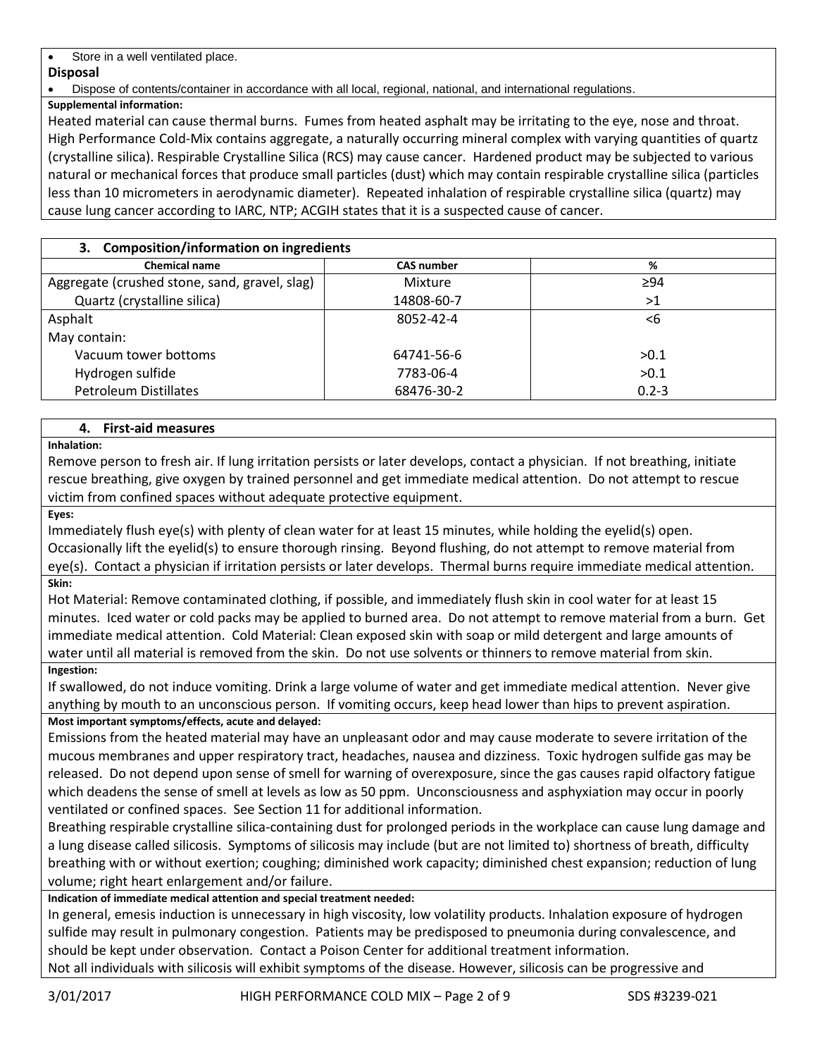- Store in a well ventilated place.

**Disposal**

- Dispose of contents/container in accordance with all local, regional, national, and international regulations.

**Supplemental information:**

Heated material can cause thermal burns. Fumes from heated asphalt may be irritating to the eye, nose and throat. High Performance Cold-Mix contains aggregate, a naturally occurring mineral complex with varying quantities of quartz (crystalline silica). Respirable Crystalline Silica (RCS) may cause cancer. Hardened product may be subjected to various natural or mechanical forces that produce small particles (dust) which may contain respirable crystalline silica (particles less than 10 micrometers in aerodynamic diameter). Repeated inhalation of respirable crystalline silica (quartz) may cause lung cancer according to IARC, NTP; ACGIH states that it is a suspected cause of cancer.

## 3. Composition/information on ingredients

| Chemical name | CAS number | % |
|---|---|---|
| Aggregate (crushed stone, sand, gravel, slag) | Mixture | ≥94 |
| Quartz (crystalline silica) | 14808-60-7 | >1 |
| Asphalt | 8052-42-4 | <6 |
| May contain: | | |
| Vacuum tower bottoms | 64741-56-6 | >0.1 |
| Hydrogen sulfide | 7783-06-4 | >0.1 |
| Petroleum Distillates | 68476-30-2 | 0.2-3 |

## 4. First-aid measures

**Inhalation:**

Remove person to fresh air. If lung irritation persists or later develops, contact a physician. If not breathing, initiate rescue breathing, give oxygen by trained personnel and get immediate medical attention. Do not attempt to rescue victim from confined spaces without adequate protective equipment.

**Eyes:**

Immediately flush eye(s) with plenty of clean water for at least 15 minutes, while holding the eyelid(s) open. Occasionally lift the eyelid(s) to ensure thorough rinsing. Beyond flushing, do not attempt to remove material from eye(s). Contact a physician if irritation persists or later develops. Thermal burns require immediate medical attention.

**Skin:**

Hot Material: Remove contaminated clothing, if possible, and immediately flush skin in cool water for at least 15 minutes. Iced water or cold packs may be applied to burned area. Do not attempt to remove material from a burn. Get immediate medical attention. Cold Material: Clean exposed skin with soap or mild detergent and large amounts of water until all material is removed from the skin. Do not use solvents or thinners to remove material from skin.

**Ingestion:**

If swallowed, do not induce vomiting. Drink a large volume of water and get immediate medical attention. Never give anything by mouth to an unconscious person. If vomiting occurs, keep head lower than hips to prevent aspiration.

**Most important symptoms/effects, acute and delayed:**

Emissions from the heated material may have an unpleasant odor and may cause moderate to severe irritation of the mucous membranes and upper respiratory tract, headaches, nausea and dizziness. Toxic hydrogen sulfide gas may be released. Do not depend upon sense of smell for warning of overexposure, since the gas causes rapid olfactory fatigue which deadens the sense of smell at levels as low as 50 ppm. Unconsciousness and asphyxiation may occur in poorly ventilated or confined spaces. See Section 11 for additional information.

Breathing respirable crystalline silica-containing dust for prolonged periods in the workplace can cause lung damage and a lung disease called silicosis. Symptoms of silicosis may include (but are not limited to) shortness of breath, difficulty breathing with or without exertion; coughing; diminished work capacity; diminished chest expansion; reduction of lung volume; right heart enlargement and/or failure.

**Indication of immediate medical attention and special treatment needed:**

In general, emesis induction is unnecessary in high viscosity, low volatility products. Inhalation exposure of hydrogen sulfide may result in pulmonary congestion. Patients may be predisposed to pneumonia during convalescence, and should be kept under observation. Contact a Poison Center for additional treatment information.

Not all individuals with silicosis will exhibit symptoms of the disease. However, silicosis can be progressive and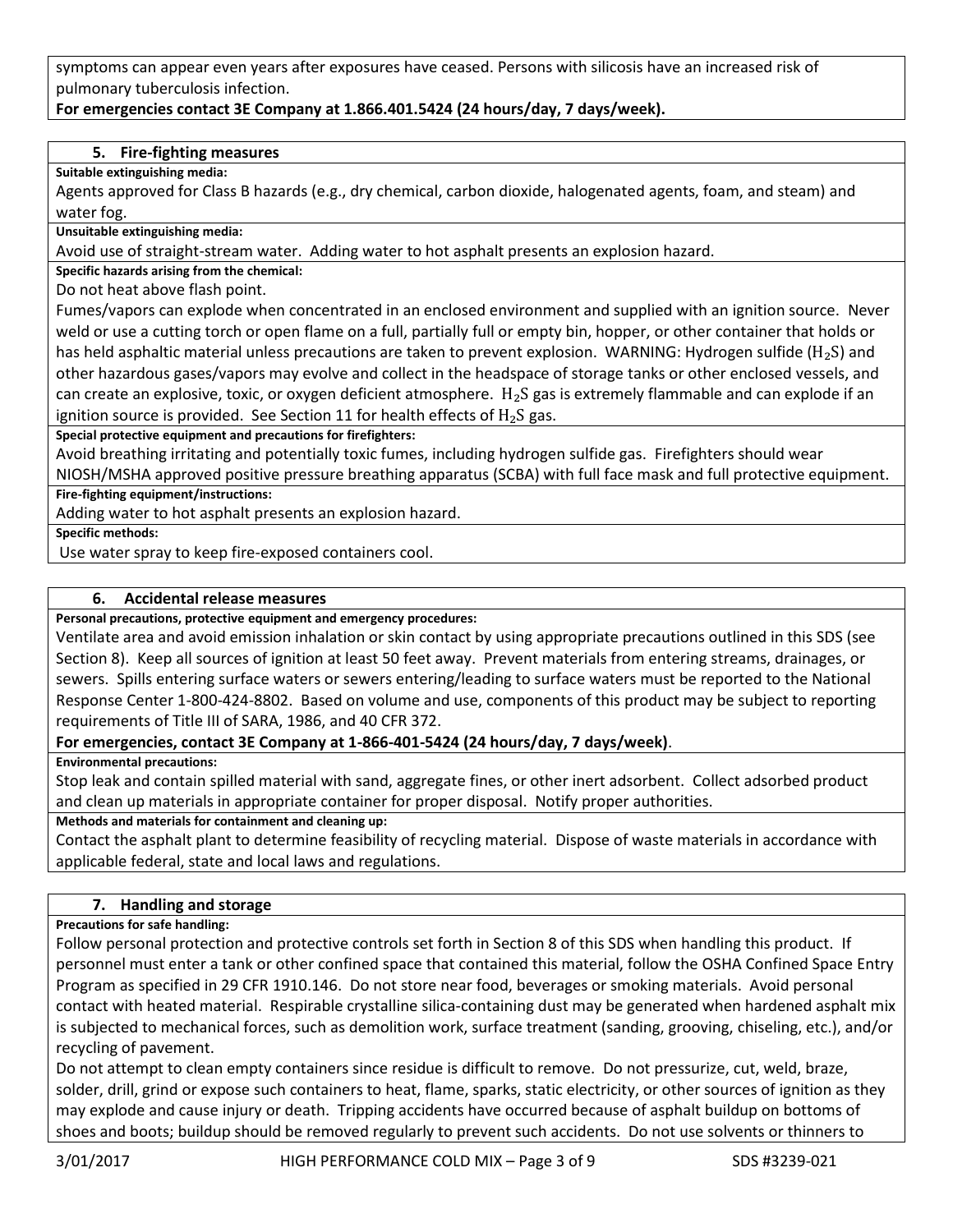symptoms can appear even years after exposures have ceased. Persons with silicosis have an increased risk of pulmonary tuberculosis infection.

**For emergencies contact 3E Company at 1.866.401.5424 (24 hours/day, 7 days/week).**

## 5. Fire-fighting measures

**Suitable extinguishing media:**

Agents approved for Class B hazards (e.g., dry chemical, carbon dioxide, halogenated agents, foam, and steam) and water fog.

**Unsuitable extinguishing media:**

Avoid use of straight-stream water. Adding water to hot asphalt presents an explosion hazard.

**Specific hazards arising from the chemical:**

Do not heat above flash point.

Fumes/vapors can explode when concentrated in an enclosed environment and supplied with an ignition source. Never weld or use a cutting torch or open flame on a full, partially full or empty bin, hopper, or other container that holds or has held asphaltic material unless precautions are taken to prevent explosion. WARNING: Hydrogen sulfide ($H_2S$) and other hazardous gases/vapors may evolve and collect in the headspace of storage tanks or other enclosed vessels, and can create an explosive, toxic, or oxygen deficient atmosphere. $H_2S$ gas is extremely flammable and can explode if an ignition source is provided. See Section 11 for health effects of $H_2S$ gas.

**Special protective equipment and precautions for firefighters:**

Avoid breathing irritating and potentially toxic fumes, including hydrogen sulfide gas. Firefighters should wear NIOSH/MSHA approved positive pressure breathing apparatus (SCBA) with full face mask and full protective equipment.

**Fire-fighting equipment/instructions:**

Adding water to hot asphalt presents an explosion hazard.

**Specific methods:**

Use water spray to keep fire-exposed containers cool.

## 6. Accidental release measures

**Personal precautions, protective equipment and emergency procedures:**

Ventilate area and avoid emission inhalation or skin contact by using appropriate precautions outlined in this SDS (see Section 8). Keep all sources of ignition at least 50 feet away. Prevent materials from entering streams, drainages, or sewers. Spills entering surface waters or sewers entering/leading to surface waters must be reported to the National Response Center 1-800-424-8802. Based on volume and use, components of this product may be subject to reporting requirements of Title III of SARA, 1986, and 40 CFR 372.

**For emergencies, contact 3E Company at 1-866-401-5424 (24 hours/day, 7 days/week)**.

**Environmental precautions:**

Stop leak and contain spilled material with sand, aggregate fines, or other inert adsorbent. Collect adsorbed product and clean up materials in appropriate container for proper disposal. Notify proper authorities.

**Methods and materials for containment and cleaning up:**

Contact the asphalt plant to determine feasibility of recycling material. Dispose of waste materials in accordance with applicable federal, state and local laws and regulations.

## 7. Handling and storage

**Precautions for safe handling:**

Follow personal protection and protective controls set forth in Section 8 of this SDS when handling this product. If personnel must enter a tank or other confined space that contained this material, follow the OSHA Confined Space Entry Program as specified in 29 CFR 1910.146. Do not store near food, beverages or smoking materials. Avoid personal contact with heated material. Respirable crystalline silica-containing dust may be generated when hardened asphalt mix is subjected to mechanical forces, such as demolition work, surface treatment (sanding, grooving, chiseling, etc.), and/or recycling of pavement.

Do not attempt to clean empty containers since residue is difficult to remove. Do not pressurize, cut, weld, braze, solder, drill, grind or expose such containers to heat, flame, sparks, static electricity, or other sources of ignition as they may explode and cause injury or death. Tripping accidents have occurred because of asphalt buildup on bottoms of shoes and boots; buildup should be removed regularly to prevent such accidents. Do not use solvents or thinners to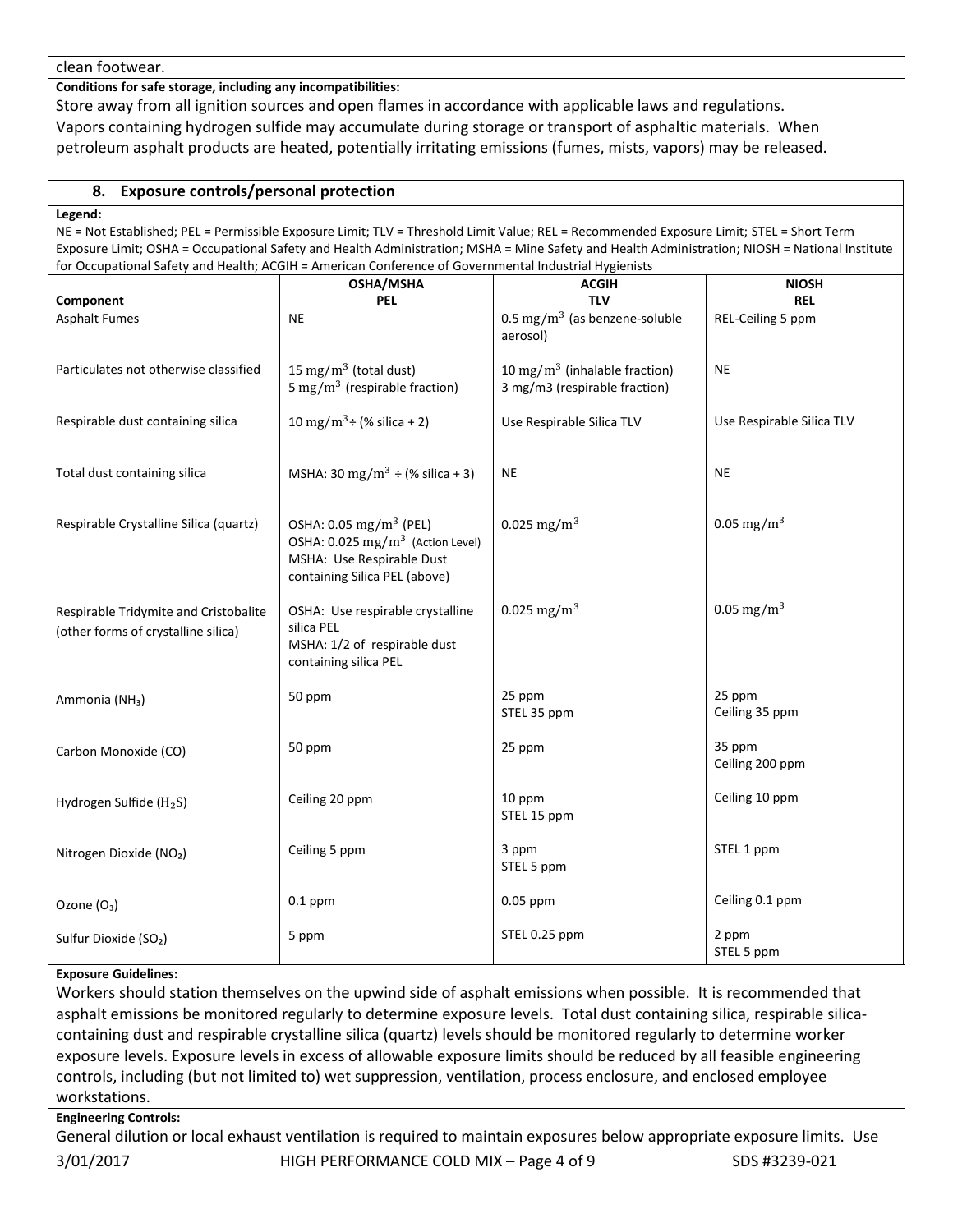clean footwear.

**Conditions for safe storage, including any incompatibilities:**

Store away from all ignition sources and open flames in accordance with applicable laws and regulations. Vapors containing hydrogen sulfide may accumulate during storage or transport of asphaltic materials. When petroleum asphalt products are heated, potentially irritating emissions (fumes, mists, vapors) may be released.

## 8. Exposure controls/personal protection

**Legend:**

NE = Not Established; PEL = Permissible Exposure Limit; TLV = Threshold Limit Value; REL = Recommended Exposure Limit; STEL = Short Term Exposure Limit; OSHA = Occupational Safety and Health Administration; MSHA = Mine Safety and Health Administration; NIOSH = National Institute for Occupational Safety and Health; ACGIH = American Conference of Governmental Industrial Hygienists

| Component | OSHA/MSHA PEL | ACGIH TLV | NIOSH REL |
|---|---|---|---|
| Asphalt Fumes | NE | 0.5 $mg/m^3$ (as benzene-soluble aerosol) | REL-Ceiling 5 ppm |
| Particulates not otherwise classified | 15 $mg/m^3$ (total dust)<br>5 $mg/m^3$ (respirable fraction) | 10 $mg/m^3$ (inhalable fraction)<br>3 mg/m3 (respirable fraction) | NE |
| Respirable dust containing silica | 10 $mg/m^3$ ÷ (% silica + 2) | Use Respirable Silica TLV | Use Respirable Silica TLV |
| Total dust containing silica | MSHA: 30 $mg/m^3$ ÷ (% silica + 3) | NE | NE |
| Respirable Crystalline Silica (quartz) | OSHA: 0.05 $mg/m^3$ (PEL)<br>OSHA: 0.025 $mg/m^3$ (Action Level)<br>MSHA: Use Respirable Dust containing Silica PEL (above) | 0.025 $mg/m^3$ | 0.05 $mg/m^3$ |
| Respirable Tridymite and Cristobalite (other forms of crystalline silica) | OSHA: Use respirable crystalline silica PEL<br>MSHA: 1/2 of respirable dust containing silica PEL | 0.025 $mg/m^3$ | 0.05 $mg/m^3$ |
| Ammonia ($NH_3$) | 50 ppm | 25 ppm<br>STEL 35 ppm | 25 ppm<br>Ceiling 35 ppm |
| Carbon Monoxide (CO) | 50 ppm | 25 ppm | 35 ppm<br>Ceiling 200 ppm |
| Hydrogen Sulfide ($H_2S$) | Ceiling 20 ppm | 10 ppm<br>STEL 15 ppm | Ceiling 10 ppm |
| Nitrogen Dioxide ($NO_2$) | Ceiling 5 ppm | 3 ppm<br>STEL 5 ppm | STEL 1 ppm |
| Ozone ($O_3$) | 0.1 ppm | 0.05 ppm | Ceiling 0.1 ppm |
| Sulfur Dioxide ($SO_2$) | 5 ppm | STEL 0.25 ppm | 2 ppm<br>STEL 5 ppm |

**Exposure Guidelines:**

Workers should station themselves on the upwind side of asphalt emissions when possible. It is recommended that asphalt emissions be monitored regularly to determine exposure levels. Total dust containing silica, respirable silica-containing dust and respirable crystalline silica (quartz) levels should be monitored regularly to determine worker exposure levels. Exposure levels in excess of allowable exposure limits should be reduced by all feasible engineering controls, including (but not limited to) wet suppression, ventilation, process enclosure, and enclosed employee workstations.

**Engineering Controls:**

General dilution or local exhaust ventilation is required to maintain exposures below appropriate exposure limits. Use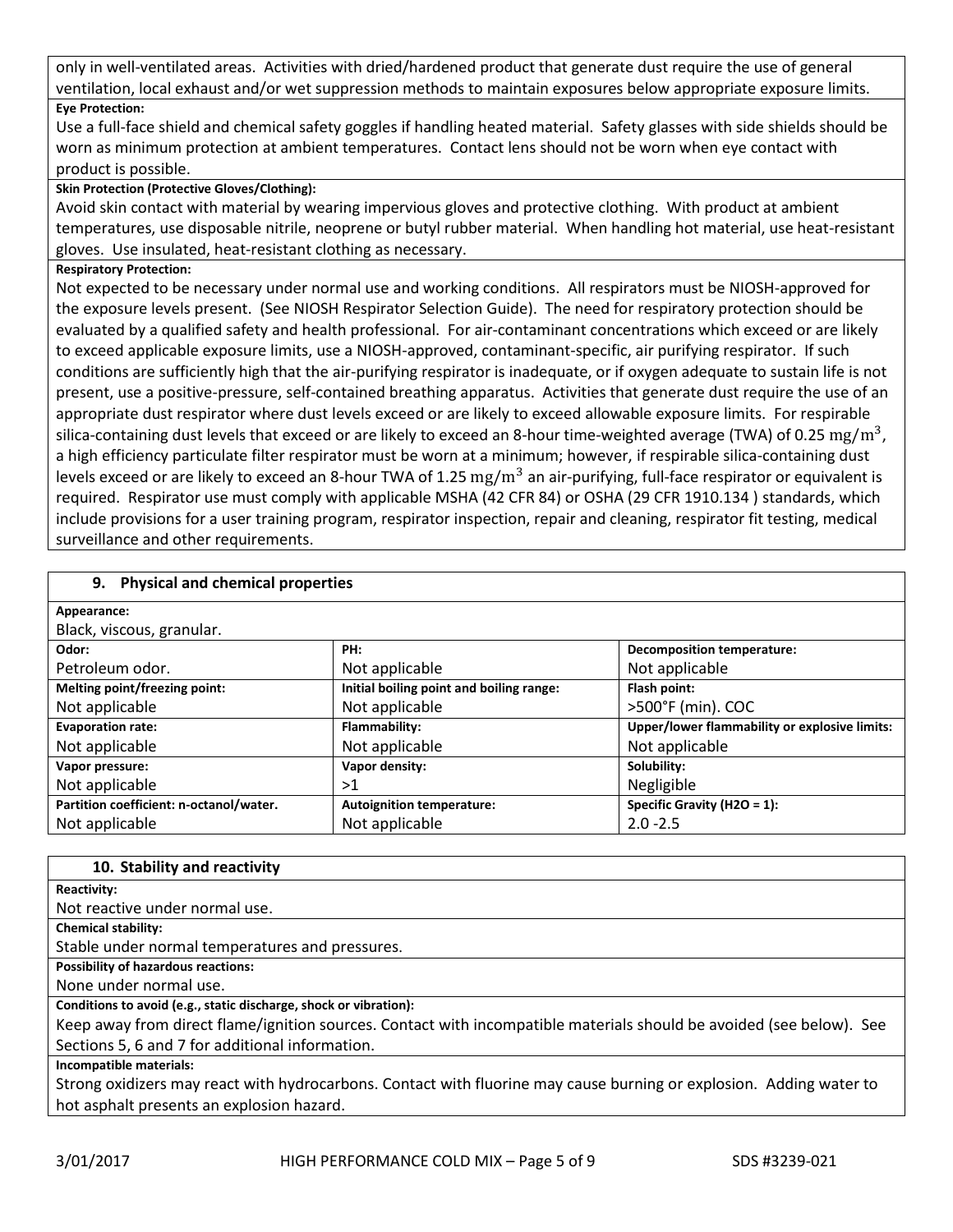only in well-ventilated areas. Activities with dried/hardened product that generate dust require the use of general ventilation, local exhaust and/or wet suppression methods to maintain exposures below appropriate exposure limits.

**Eye Protection:**

Use a full-face shield and chemical safety goggles if handling heated material. Safety glasses with side shields should be worn as minimum protection at ambient temperatures. Contact lens should not be worn when eye contact with product is possible.

**Skin Protection (Protective Gloves/Clothing):**

Avoid skin contact with material by wearing impervious gloves and protective clothing. With product at ambient temperatures, use disposable nitrile, neoprene or butyl rubber material. When handling hot material, use heat-resistant gloves. Use insulated, heat-resistant clothing as necessary.

**Respiratory Protection:**

Not expected to be necessary under normal use and working conditions. All respirators must be NIOSH-approved for the exposure levels present. (See NIOSH Respirator Selection Guide). The need for respiratory protection should be evaluated by a qualified safety and health professional. For air-contaminant concentrations which exceed or are likely to exceed applicable exposure limits, use a NIOSH-approved, contaminant-specific, air purifying respirator. If such conditions are sufficiently high that the air-purifying respirator is inadequate, or if oxygen adequate to sustain life is not present, use a positive-pressure, self-contained breathing apparatus. Activities that generate dust require the use of an appropriate dust respirator where dust levels exceed or are likely to exceed allowable exposure limits. For respirable silica-containing dust levels that exceed or are likely to exceed an 8-hour time-weighted average (TWA) of 0.25 $mg/m^3$, a high efficiency particulate filter respirator must be worn at a minimum; however, if respirable silica-containing dust levels exceed or are likely to exceed an 8-hour TWA of 1.25 $mg/m^3$ an air-purifying, full-face respirator or equivalent is required. Respirator use must comply with applicable MSHA (42 CFR 84) or OSHA (29 CFR 1910.134 ) standards, which include provisions for a user training program, respirator inspection, repair and cleaning, respirator fit testing, medical surveillance and other requirements.

## 9. Physical and chemical properties

**Appearance:**

Black, viscous, granular.

| **Odor:** | **PH:** | **Decomposition temperature:** |
|---|---|---|
| Petroleum odor. | Not applicable | Not applicable |
| **Melting point/freezing point:** | **Initial boiling point and boiling range:** | **Flash point:** |
| Not applicable | Not applicable | >500°F (min). COC |
| **Evaporation rate:** | **Flammability:** | **Upper/lower flammability or explosive limits:** |
| Not applicable | Not applicable | Not applicable |
| **Vapor pressure:** | **Vapor density:** | **Solubility:** |
| Not applicable | >1 | Negligible |
| **Partition coefficient: n-octanol/water.** | **Autoignition temperature:** | **Specific Gravity (H2O = 1):** |
| Not applicable | Not applicable | 2.0 -2.5 |

## 10. Stability and reactivity

**Reactivity:**

Not reactive under normal use.

**Chemical stability:**

Stable under normal temperatures and pressures.

**Possibility of hazardous reactions:**

None under normal use.

**Conditions to avoid (e.g., static discharge, shock or vibration):**

Keep away from direct flame/ignition sources. Contact with incompatible materials should be avoided (see below). See Sections 5, 6 and 7 for additional information.

**Incompatible materials:**

Strong oxidizers may react with hydrocarbons. Contact with fluorine may cause burning or explosion. Adding water to hot asphalt presents an explosion hazard.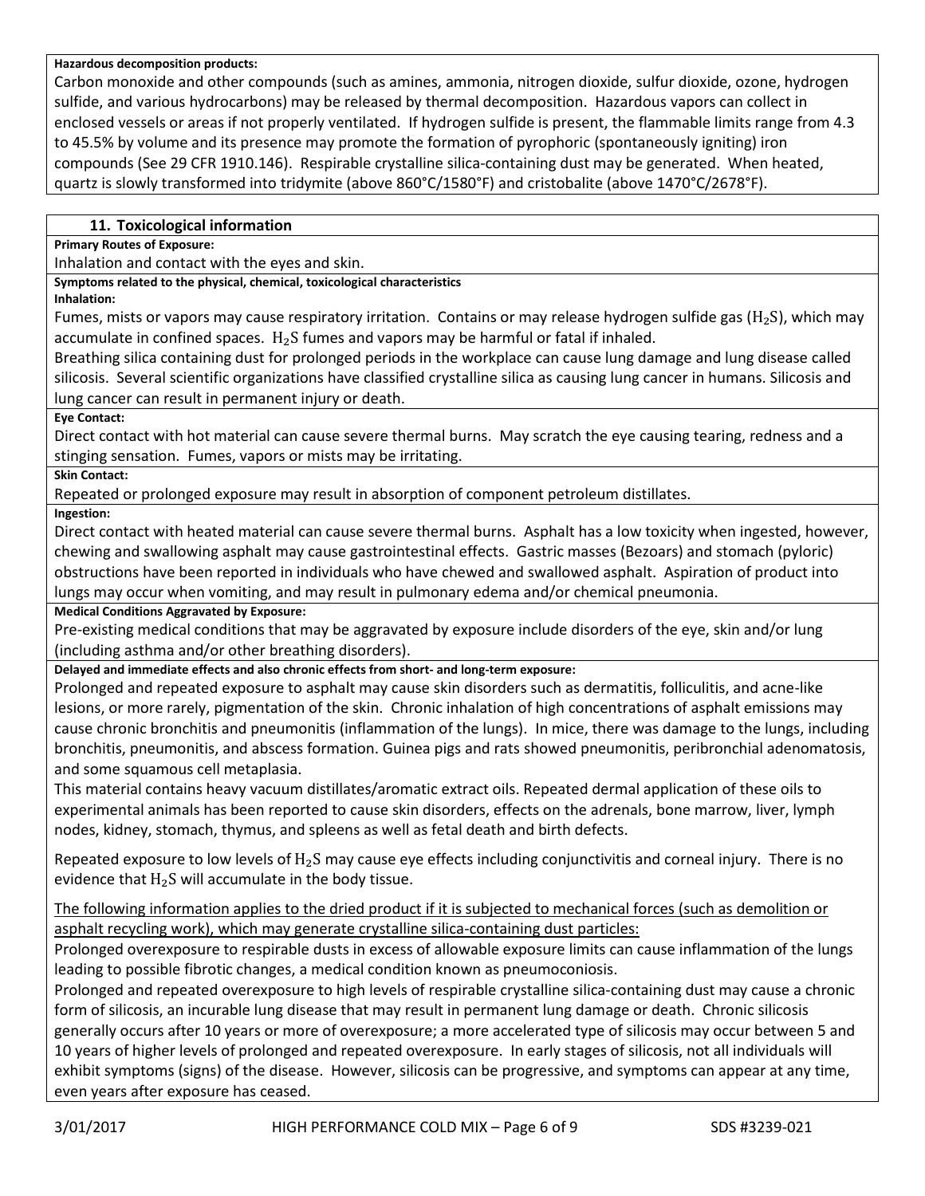**Hazardous decomposition products:**

Carbon monoxide and other compounds (such as amines, ammonia, nitrogen dioxide, sulfur dioxide, ozone, hydrogen sulfide, and various hydrocarbons) may be released by thermal decomposition. Hazardous vapors can collect in enclosed vessels or areas if not properly ventilated. If hydrogen sulfide is present, the flammable limits range from 4.3 to 45.5% by volume and its presence may promote the formation of pyrophoric (spontaneously igniting) iron compounds (See 29 CFR 1910.146). Respirable crystalline silica-containing dust may be generated. When heated, quartz is slowly transformed into tridymite (above 860°C/1580°F) and cristobalite (above 1470°C/2678°F).

## 11. Toxicological information

**Primary Routes of Exposure:**

Inhalation and contact with the eyes and skin.

**Symptoms related to the physical, chemical, toxicological characteristics**

**Inhalation:**

Fumes, mists or vapors may cause respiratory irritation. Contains or may release hydrogen sulfide gas ($H_2S$), which may accumulate in confined spaces. $H_2S$ fumes and vapors may be harmful or fatal if inhaled.

Breathing silica containing dust for prolonged periods in the workplace can cause lung damage and lung disease called silicosis. Several scientific organizations have classified crystalline silica as causing lung cancer in humans. Silicosis and lung cancer can result in permanent injury or death.

**Eye Contact:**

Direct contact with hot material can cause severe thermal burns. May scratch the eye causing tearing, redness and a stinging sensation. Fumes, vapors or mists may be irritating.

**Skin Contact:**

Repeated or prolonged exposure may result in absorption of component petroleum distillates.

**Ingestion:**

Direct contact with heated material can cause severe thermal burns. Asphalt has a low toxicity when ingested, however, chewing and swallowing asphalt may cause gastrointestinal effects. Gastric masses (Bezoars) and stomach (pyloric) obstructions have been reported in individuals who have chewed and swallowed asphalt. Aspiration of product into lungs may occur when vomiting, and may result in pulmonary edema and/or chemical pneumonia.

**Medical Conditions Aggravated by Exposure:**

Pre-existing medical conditions that may be aggravated by exposure include disorders of the eye, skin and/or lung (including asthma and/or other breathing disorders).

**Delayed and immediate effects and also chronic effects from short- and long-term exposure:**

Prolonged and repeated exposure to asphalt may cause skin disorders such as dermatitis, folliculitis, and acne-like lesions, or more rarely, pigmentation of the skin. Chronic inhalation of high concentrations of asphalt emissions may cause chronic bronchitis and pneumonitis (inflammation of the lungs). In mice, there was damage to the lungs, including bronchitis, pneumonitis, and abscess formation. Guinea pigs and rats showed pneumonitis, peribronchial adenomatosis, and some squamous cell metaplasia.

This material contains heavy vacuum distillates/aromatic extract oils. Repeated dermal application of these oils to experimental animals has been reported to cause skin disorders, effects on the adrenals, bone marrow, liver, lymph nodes, kidney, stomach, thymus, and spleens as well as fetal death and birth defects.

Repeated exposure to low levels of $H_2S$ may cause eye effects including conjunctivitis and corneal injury. There is no evidence that $H_2S$ will accumulate in the body tissue.

<u>The following information applies to the dried product if it is subjected to mechanical forces (such as demolition or asphalt recycling work), which may generate crystalline silica-containing dust particles:</u>

Prolonged overexposure to respirable dusts in excess of allowable exposure limits can cause inflammation of the lungs leading to possible fibrotic changes, a medical condition known as pneumoconiosis.

Prolonged and repeated overexposure to high levels of respirable crystalline silica-containing dust may cause a chronic form of silicosis, an incurable lung disease that may result in permanent lung damage or death. Chronic silicosis generally occurs after 10 years or more of overexposure; a more accelerated type of silicosis may occur between 5 and 10 years of higher levels of prolonged and repeated overexposure. In early stages of silicosis, not all individuals will exhibit symptoms (signs) of the disease. However, silicosis can be progressive, and symptoms can appear at any time, even years after exposure has ceased.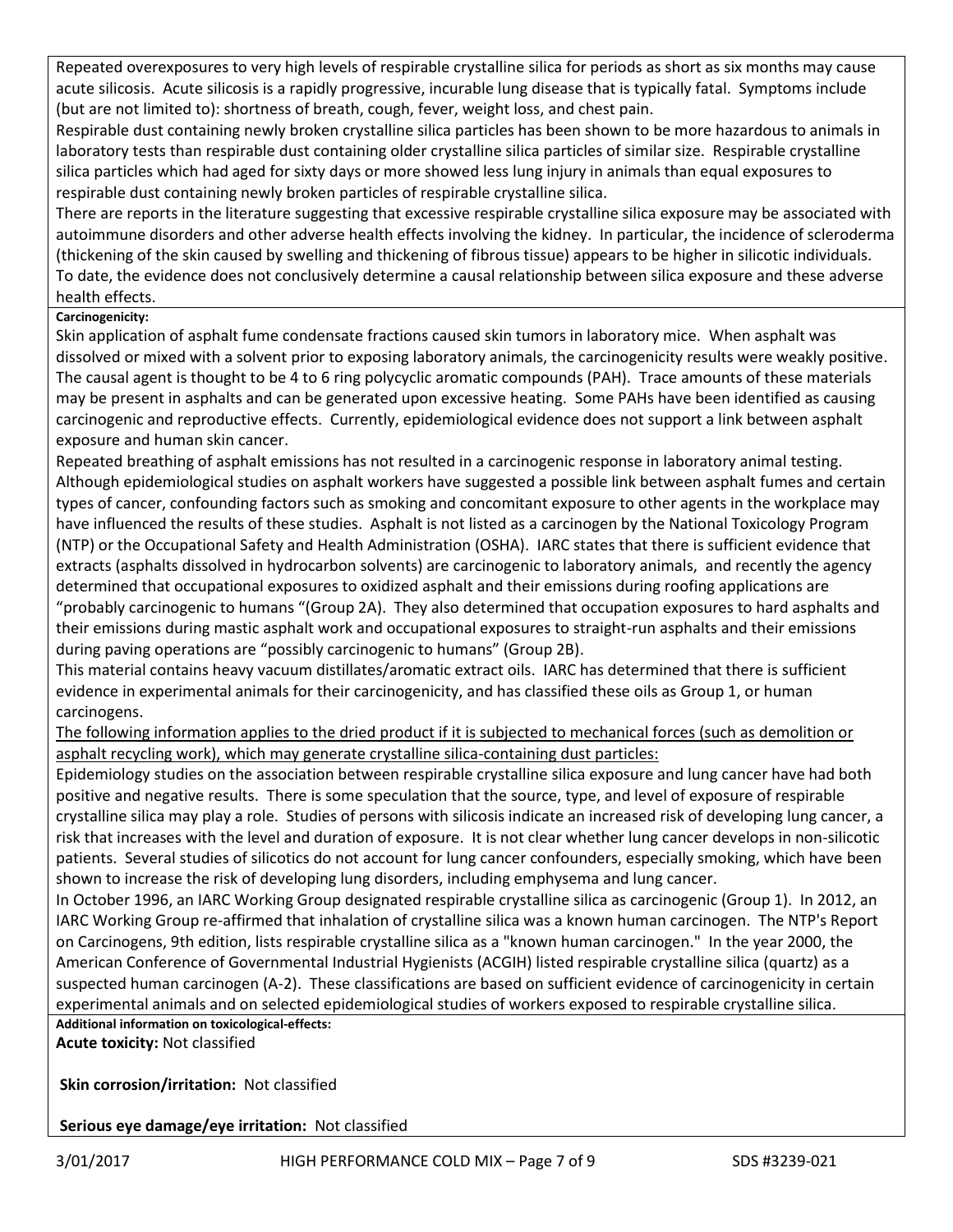Repeated overexposures to very high levels of respirable crystalline silica for periods as short as six months may cause acute silicosis. Acute silicosis is a rapidly progressive, incurable lung disease that is typically fatal. Symptoms include (but are not limited to): shortness of breath, cough, fever, weight loss, and chest pain.

Respirable dust containing newly broken crystalline silica particles has been shown to be more hazardous to animals in laboratory tests than respirable dust containing older crystalline silica particles of similar size. Respirable crystalline silica particles which had aged for sixty days or more showed less lung injury in animals than equal exposures to respirable dust containing newly broken particles of respirable crystalline silica.

There are reports in the literature suggesting that excessive respirable crystalline silica exposure may be associated with autoimmune disorders and other adverse health effects involving the kidney. In particular, the incidence of scleroderma (thickening of the skin caused by swelling and thickening of fibrous tissue) appears to be higher in silicotic individuals. To date, the evidence does not conclusively determine a causal relationship between silica exposure and these adverse health effects.

**Carcinogenicity:**

Skin application of asphalt fume condensate fractions caused skin tumors in laboratory mice. When asphalt was dissolved or mixed with a solvent prior to exposing laboratory animals, the carcinogenicity results were weakly positive. The causal agent is thought to be 4 to 6 ring polycyclic aromatic compounds (PAH). Trace amounts of these materials may be present in asphalts and can be generated upon excessive heating. Some PAHs have been identified as causing carcinogenic and reproductive effects. Currently, epidemiological evidence does not support a link between asphalt exposure and human skin cancer.

Repeated breathing of asphalt emissions has not resulted in a carcinogenic response in laboratory animal testing. Although epidemiological studies on asphalt workers have suggested a possible link between asphalt fumes and certain types of cancer, confounding factors such as smoking and concomitant exposure to other agents in the workplace may have influenced the results of these studies. Asphalt is not listed as a carcinogen by the National Toxicology Program (NTP) or the Occupational Safety and Health Administration (OSHA). IARC states that there is sufficient evidence that extracts (asphalts dissolved in hydrocarbon solvents) are carcinogenic to laboratory animals, and recently the agency determined that occupational exposures to oxidized asphalt and their emissions during roofing applications are "probably carcinogenic to humans "(Group 2A). They also determined that occupation exposures to hard asphalts and their emissions during mastic asphalt work and occupational exposures to straight-run asphalts and their emissions during paving operations are "possibly carcinogenic to humans" (Group 2B).

This material contains heavy vacuum distillates/aromatic extract oils. IARC has determined that there is sufficient evidence in experimental animals for their carcinogenicity, and has classified these oils as Group 1, or human carcinogens.

<u>The following information applies to the dried product if it is subjected to mechanical forces (such as demolition or asphalt recycling work), which may generate crystalline silica-containing dust particles:</u>

Epidemiology studies on the association between respirable crystalline silica exposure and lung cancer have had both positive and negative results. There is some speculation that the source, type, and level of exposure of respirable crystalline silica may play a role. Studies of persons with silicosis indicate an increased risk of developing lung cancer, a risk that increases with the level and duration of exposure. It is not clear whether lung cancer develops in non-silicotic patients. Several studies of silicotics do not account for lung cancer confounders, especially smoking, which have been shown to increase the risk of developing lung disorders, including emphysema and lung cancer.

In October 1996, an IARC Working Group designated respirable crystalline silica as carcinogenic (Group 1). In 2012, an IARC Working Group re-affirmed that inhalation of crystalline silica was a known human carcinogen. The NTP's Report on Carcinogens, 9th edition, lists respirable crystalline silica as a "known human carcinogen." In the year 2000, the American Conference of Governmental Industrial Hygienists (ACGIH) listed respirable crystalline silica (quartz) as a suspected human carcinogen (A-2). These classifications are based on sufficient evidence of carcinogenicity in certain experimental animals and on selected epidemiological studies of workers exposed to respirable crystalline silica.

**Additional information on toxicological-effects:**

**Acute toxicity:** Not classified

**Skin corrosion/irritation:** Not classified

**Serious eye damage/eye irritation:** Not classified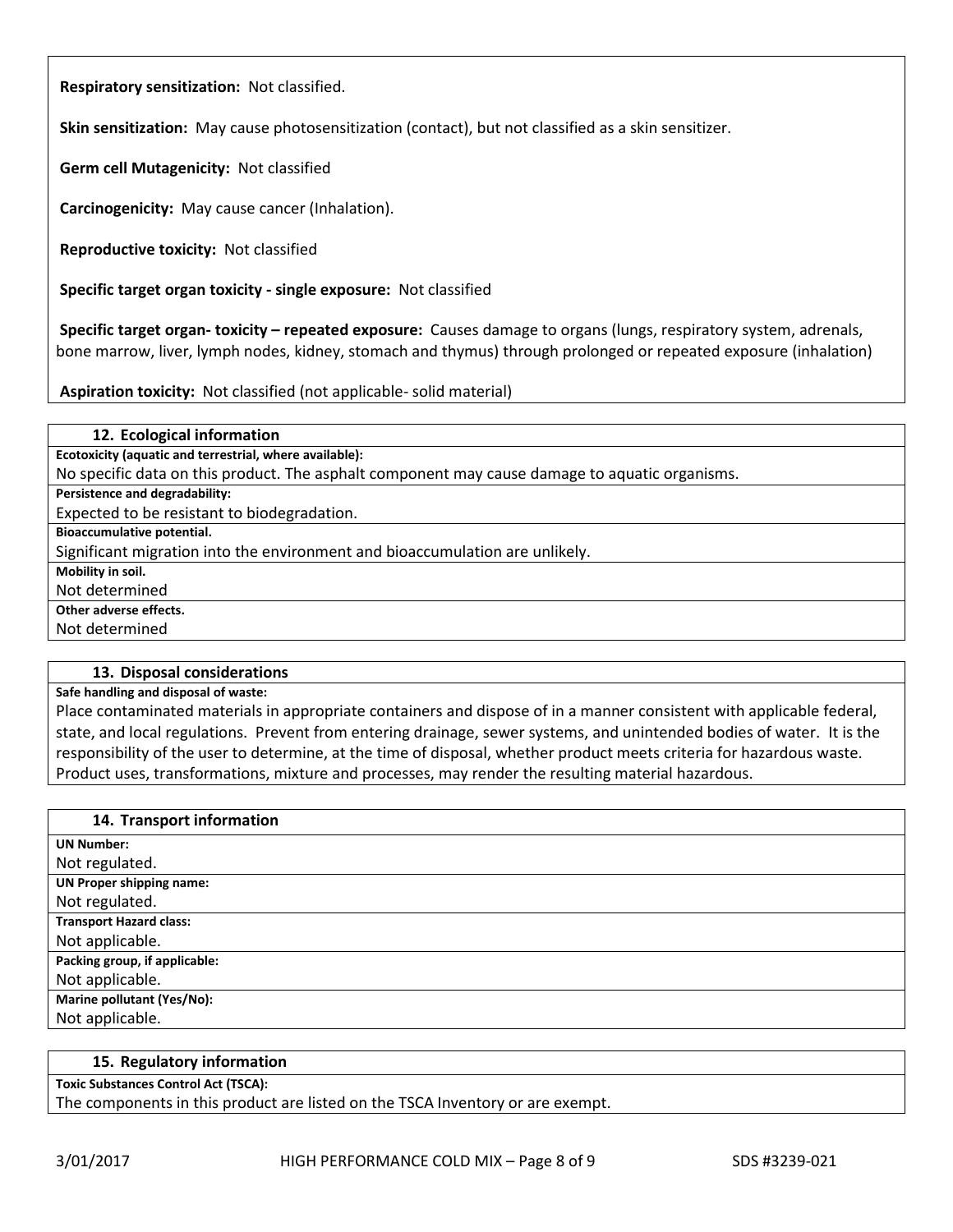**Respiratory sensitization:** Not classified.

**Skin sensitization:** May cause photosensitization (contact), but not classified as a skin sensitizer.

**Germ cell Mutagenicity:** Not classified

**Carcinogenicity:** May cause cancer (Inhalation).

**Reproductive toxicity:** Not classified

**Specific target organ toxicity - single exposure:** Not classified

**Specific target organ- toxicity – repeated exposure:** Causes damage to organs (lungs, respiratory system, adrenals, bone marrow, liver, lymph nodes, kidney, stomach and thymus) through prolonged or repeated exposure (inhalation)

**Aspiration toxicity:** Not classified (not applicable- solid material)

## 12. Ecological information

**Ecotoxicity (aquatic and terrestrial, where available):**
No specific data on this product. The asphalt component may cause damage to aquatic organisms.

**Persistence and degradability:**
Expected to be resistant to biodegradation.

**Bioaccumulative potential.**
Significant migration into the environment and bioaccumulation are unlikely.

**Mobility in soil.**
Not determined

**Other adverse effects.**
Not determined

## 13. Disposal considerations

**Safe handling and disposal of waste:**
Place contaminated materials in appropriate containers and dispose of in a manner consistent with applicable federal, state, and local regulations. Prevent from entering drainage, sewer systems, and unintended bodies of water. It is the responsibility of the user to determine, at the time of disposal, whether product meets criteria for hazardous waste. Product uses, transformations, mixture and processes, may render the resulting material hazardous.

## 14. Transport information

**UN Number:**
Not regulated.

**UN Proper shipping name:**
Not regulated.

**Transport Hazard class:**
Not applicable.

**Packing group, if applicable:**
Not applicable.

**Marine pollutant (Yes/No):**
Not applicable.

## 15. Regulatory information

**Toxic Substances Control Act (TSCA):**
The components in this product are listed on the TSCA Inventory or are exempt.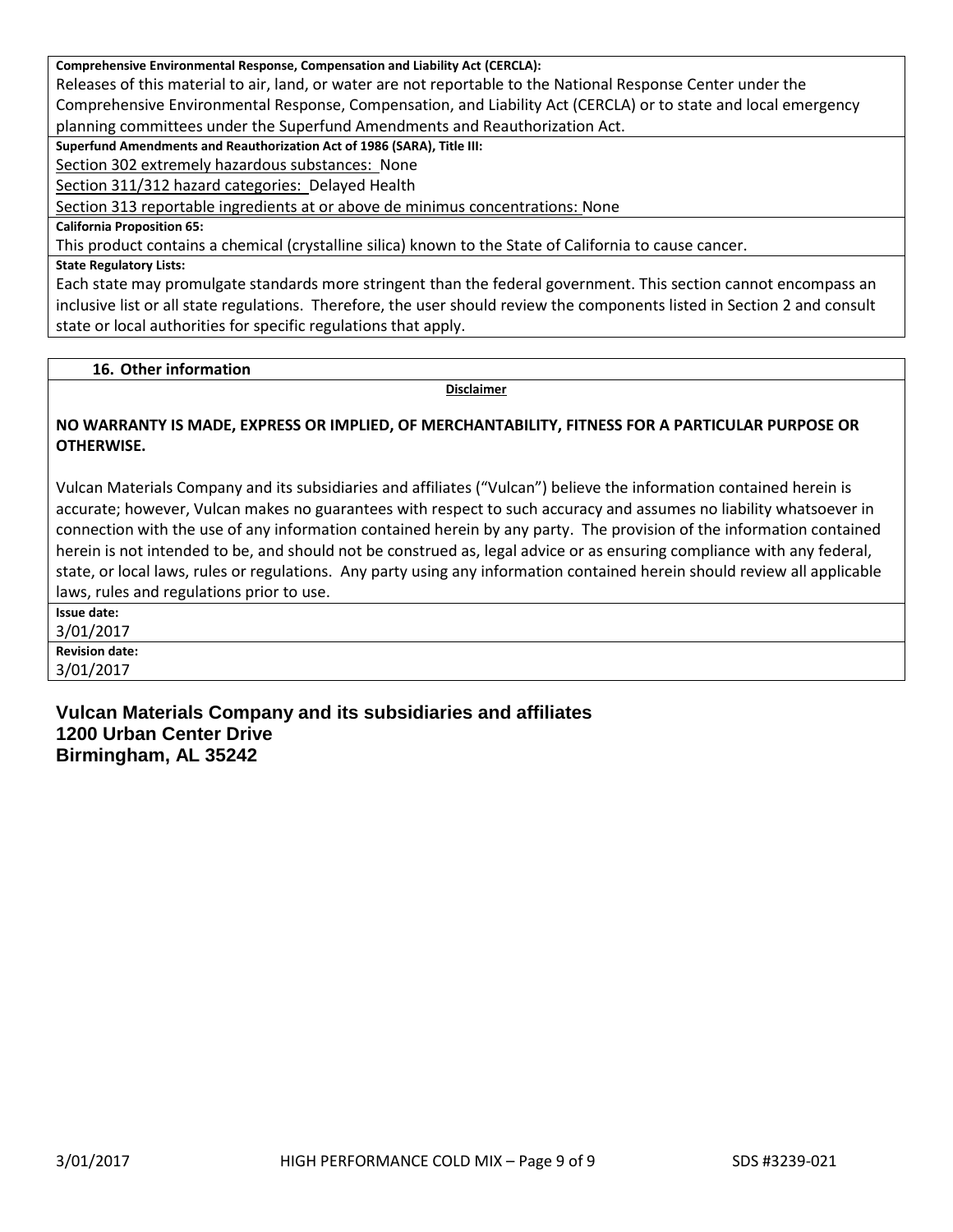**Comprehensive Environmental Response, Compensation and Liability Act (CERCLA):**

Releases of this material to air, land, or water are not reportable to the National Response Center under the Comprehensive Environmental Response, Compensation, and Liability Act (CERCLA) or to state and local emergency planning committees under the Superfund Amendments and Reauthorization Act.

**Superfund Amendments and Reauthorization Act of 1986 (SARA), Title III:**

Section 302 extremely hazardous substances: None

Section 311/312 hazard categories: Delayed Health

Section 313 reportable ingredients at or above de minimus concentrations: None

**California Proposition 65:**

This product contains a chemical (crystalline silica) known to the State of California to cause cancer.

**State Regulatory Lists:**

Each state may promulgate standards more stringent than the federal government. This section cannot encompass an inclusive list or all state regulations. Therefore, the user should review the components listed in Section 2 and consult state or local authorities for specific regulations that apply.

## 16. Other information

**Disclaimer**

**NO WARRANTY IS MADE, EXPRESS OR IMPLIED, OF MERCHANTABILITY, FITNESS FOR A PARTICULAR PURPOSE OR OTHERWISE.**

Vulcan Materials Company and its subsidiaries and affiliates ("Vulcan") believe the information contained herein is accurate; however, Vulcan makes no guarantees with respect to such accuracy and assumes no liability whatsoever in connection with the use of any information contained herein by any party. The provision of the information contained herein is not intended to be, and should not be construed as, legal advice or as ensuring compliance with any federal, state, or local laws, rules or regulations. Any party using any information contained herein should review all applicable laws, rules and regulations prior to use.

**Issue date:**

3/01/2017

**Revision date:**

3/01/2017

**Vulcan Materials Company and its subsidiaries and affiliates**
**1200 Urban Center Drive**
**Birmingham, AL 35242**